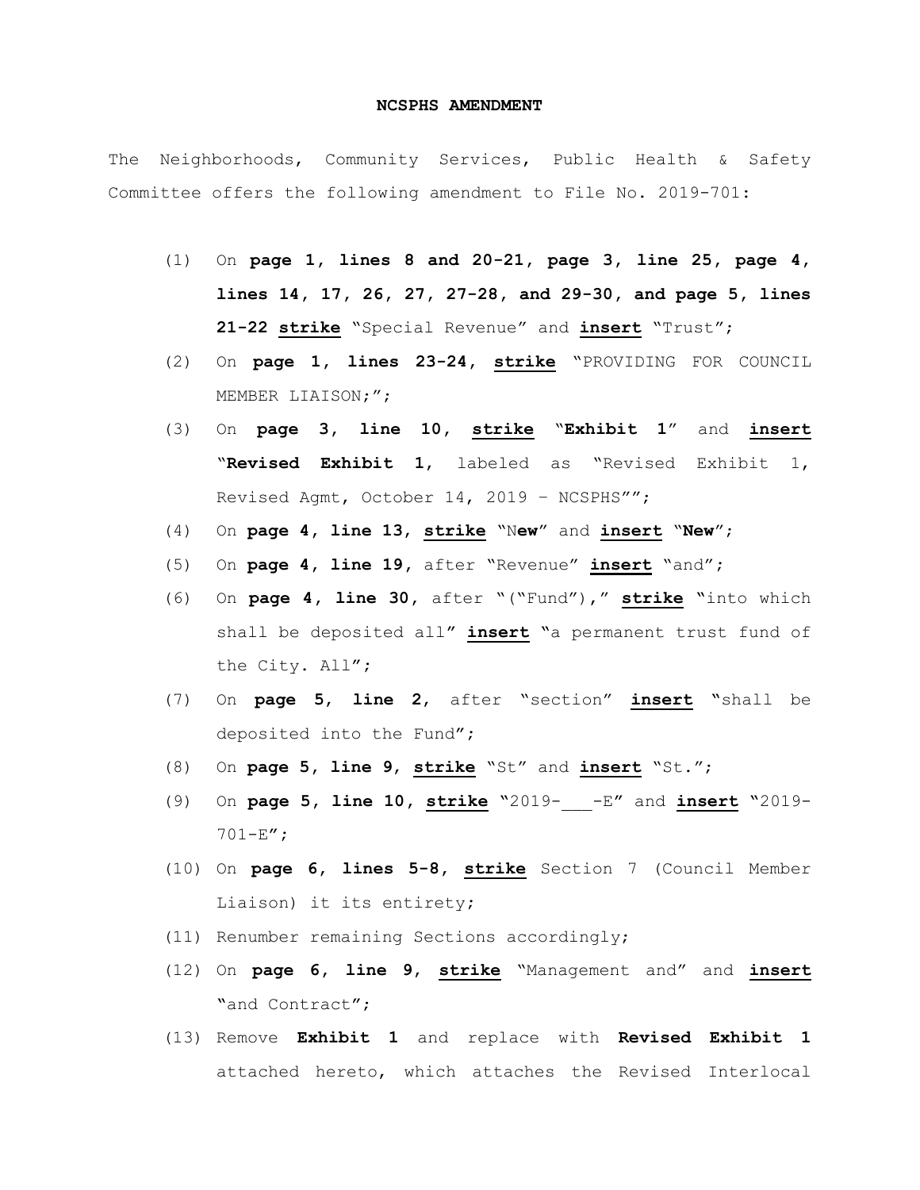**NCSPHS AMENDMENT**

The Neighborhoods, Community Services, Public Health & Safety Committee offers the following amendment to File No. 2019-701:

(1) On **page 1, lines 8 and 20-21, page 3, line 25, page 4, lines 14, 17, 26, 27, 27-28, and 29-30, and page 5, lines 21-22** **strike** "Special Revenue" and **insert** "Trust";

(2) On **page 1, lines 23-24,** **strike** "PROVIDING FOR COUNCIL MEMBER LIAISON;";

(3) On **page 3, line 10,** **strike** "**Exhibit 1**" and **insert** "**Revised Exhibit 1**, labeled as "Revised Exhibit 1, Revised Agmt, October 14, 2019 – NCSPHS"";

(4) On **page 4, line 13,** **strike** "N**ew**" and **insert** "**New**";

(5) On **page 4, line 19,** after "Revenue" **insert** "and";

(6) On **page 4, line 30,** after "("Fund")," **strike** "into which shall be deposited all" **insert** "a permanent trust fund of the City. All";

(7) On **page 5, line 2,** after "section" **insert** "shall be deposited into the Fund";

(8) On **page 5, line 9,** **strike** "St" and **insert** "St.";

(9) On **page 5, line 10,** **strike** "2019-___-E" and **insert** "2019-701-E";

(10) On **page 6, lines 5-8,** **strike** Section 7 (Council Member Liaison) it its entirety;

(11) Renumber remaining Sections accordingly;

(12) On **page 6, line 9,** **strike** "Management and" and **insert** "and Contract";

(13) Remove **Exhibit 1** and replace with **Revised Exhibit 1** attached hereto, which attaches the Revised Interlocal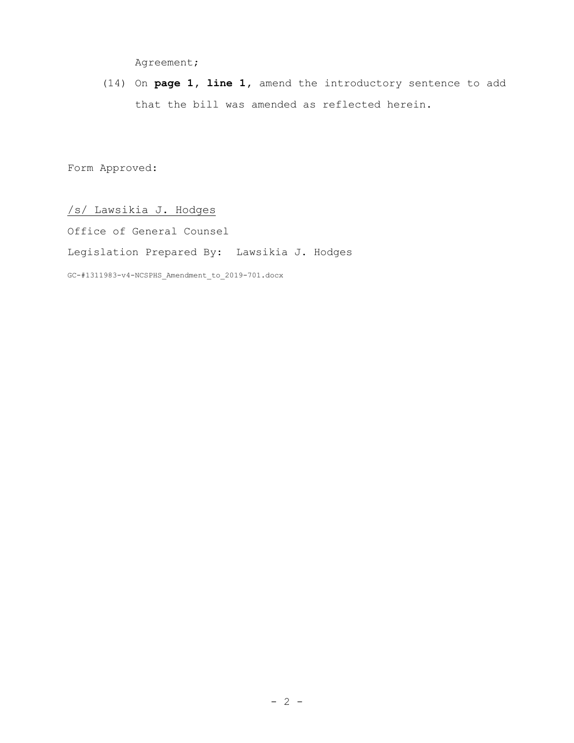Agreement;

(14) On **page 1, line 1,** amend the introductory sentence to add that the bill was amended as reflected herein.

Form Approved:

/s/ Lawsikia J. Hodges

Office of General Counsel

Legislation Prepared By: Lawsikia J. Hodges

GC-#1311983-v4-NCSPHS_Amendment_to_2019-701.docx